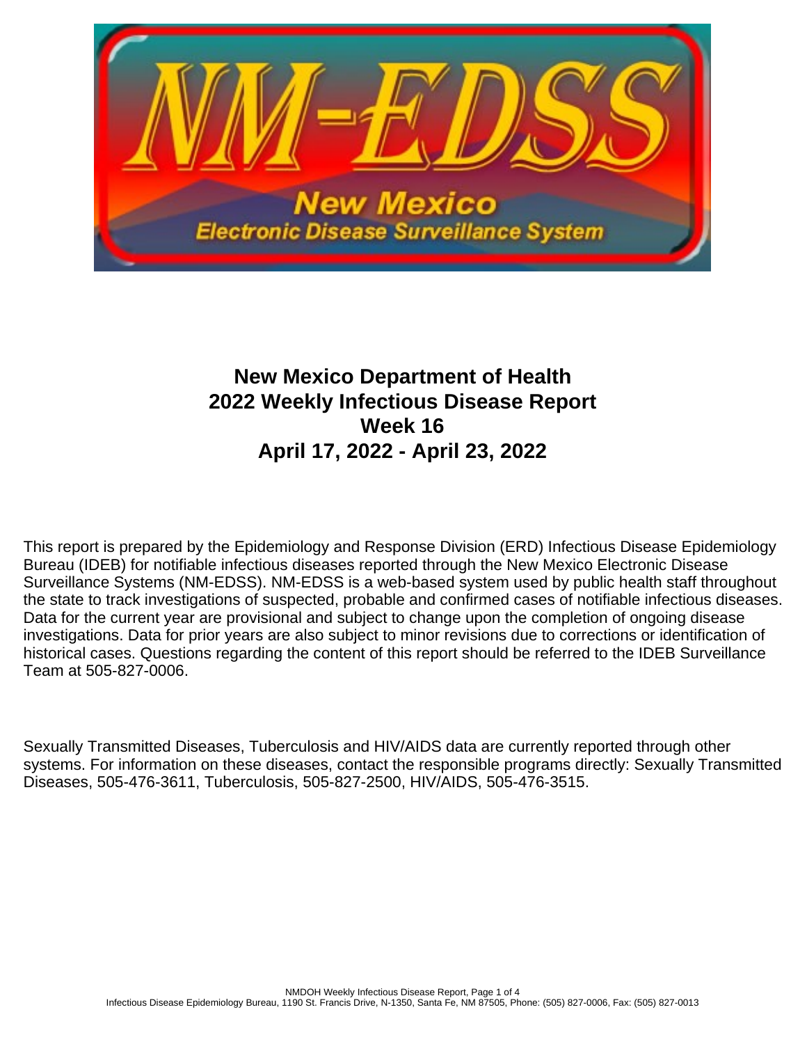# New Mexico Department of Health
# 2022 Weekly Infectious Disease Report
# Week 16
# April 17, 2022 - April 23, 2022

This report is prepared by the Epidemiology and Response Division (ERD) Infectious Disease Epidemiology Bureau (IDEB) for notifiable infectious diseases reported through the New Mexico Electronic Disease Surveillance Systems (NM-EDSS). NM-EDSS is a web-based system used by public health staff throughout the state to track investigations of suspected, probable and confirmed cases of notifiable infectious diseases. Data for the current year are provisional and subject to change upon the completion of ongoing disease investigations. Data for prior years are also subject to minor revisions due to corrections or identification of historical cases. Questions regarding the content of this report should be referred to the IDEB Surveillance Team at 505-827-0006.

Sexually Transmitted Diseases, Tuberculosis and HIV/AIDS data are currently reported through other systems. For information on these diseases, contact the responsible programs directly: Sexually Transmitted Diseases, 505-476-3611, Tuberculosis, 505-827-2500, HIV/AIDS, 505-476-3515.

Infectious Disease Epidemiology Bureau, 1190 St. Francis Drive, N-1350, Santa Fe, NM 87505, Phone: (505) 827-0006, Fax: (505) 827-0013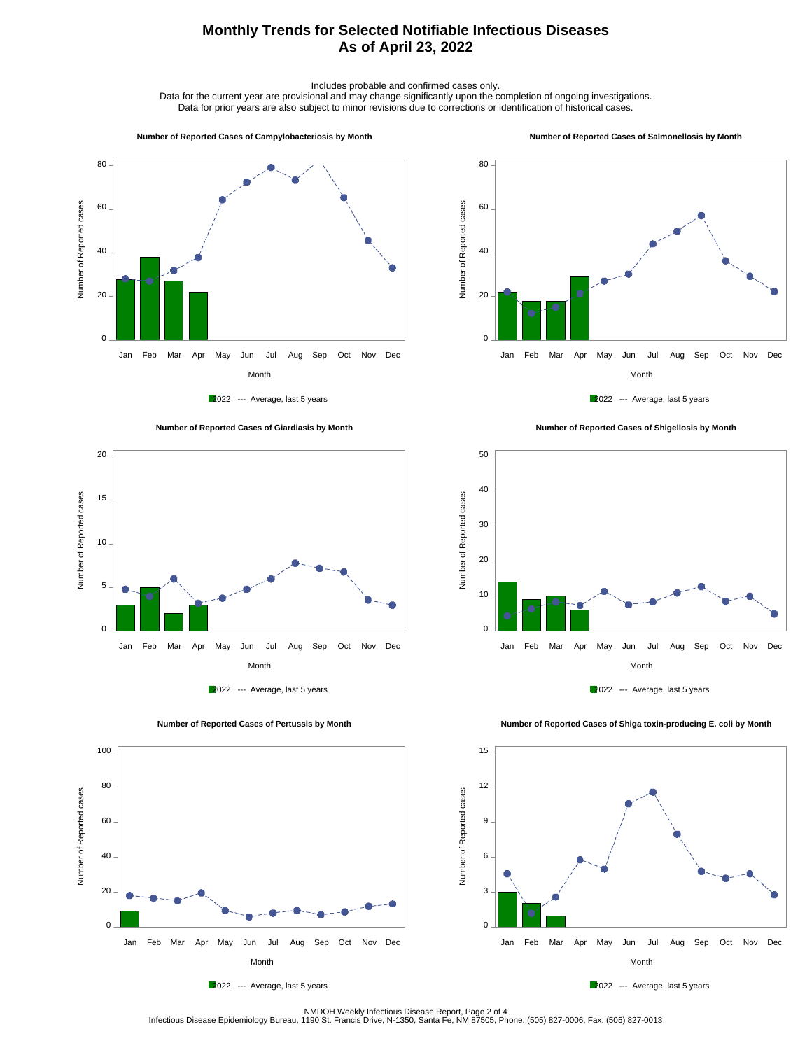# Monthly Trends for Selected Notifiable Infectious Diseases
# As of April 23, 2022

Includes probable and confirmed cases only.
Data for the current year are provisional and may change significantly upon the completion of ongoing investigations.
Data for prior years are also subject to minor revisions due to corrections or identification of historical cases.

### Number of Reported Cases of Campylobacteriosis by Month

Number of Reported cases (0–80) by Month (Jan–Dec)

■ 2022 --- Average, last 5 years

### Number of Reported Cases of Salmonellosis by Month

Number of Reported cases (0–80) by Month (Jan–Dec)

■ 2022 --- Average, last 5 years

### Number of Reported Cases of Giardiasis by Month

Number of Reported cases (0–20) by Month (Jan–Dec)

■ 2022 --- Average, last 5 years

### Number of Reported Cases of Shigellosis by Month

Number of Reported cases (0–50) by Month (Jan–Dec)

■ 2022 --- Average, last 5 years

### Number of Reported Cases of Pertussis by Month

Number of Reported cases (0–100) by Month (Jan–Dec)

■ 2022 --- Average, last 5 years

### Number of Reported Cases of Shiga toxin-producing E. coli by Month

Number of Reported cases (0–15) by Month (Jan–Dec)

■ 2022 --- Average, last 5 years

NMDOH Weekly Infectious Disease Report
Infectious Disease Epidemiology Bureau, 1190 St. Francis Drive, N-1350, Santa Fe, NM 87505, Phone: (505) 827-0006, Fax: (505) 827-0013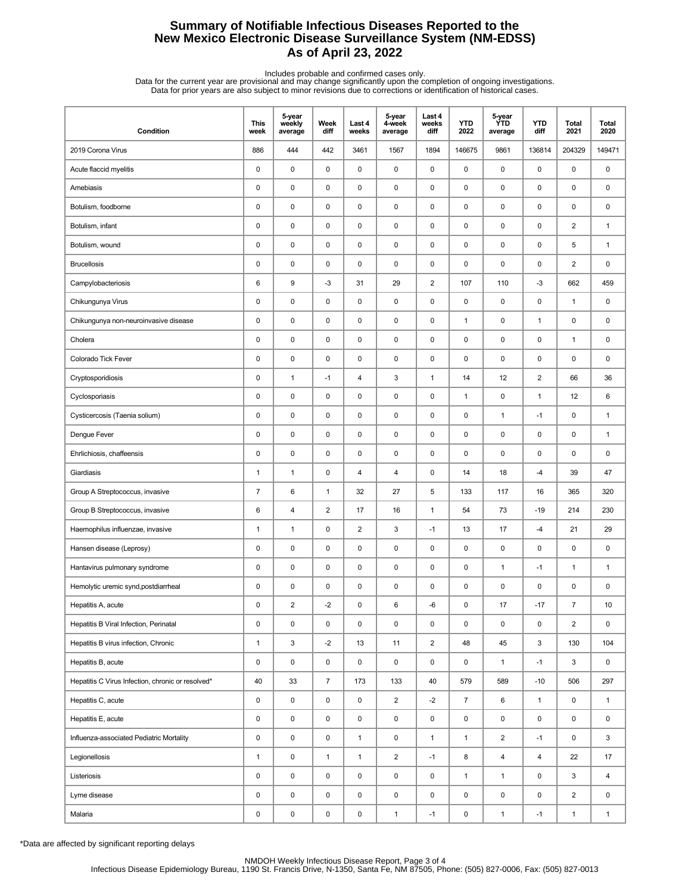# Summary of Notifiable Infectious Diseases Reported to the New Mexico Electronic Disease Surveillance System (NM-EDSS)
## As of April 23, 2022

Includes probable and confirmed cases only.
Data for the current year are provisional and may change significantly upon the completion of ongoing investigations.
Data for prior years are also subject to minor revisions due to corrections or identification of historical cases.

| Condition | This week | 5-year weekly average | Week diff | Last 4 weeks | 5-year 4-week average | Last 4 weeks diff | YTD 2022 | 5-year YTD average | YTD diff | Total 2021 | Total 2020 |
|---|---|---|---|---|---|---|---|---|---|---|---|
| 2019 Corona Virus | 886 | 444 | 442 | 3461 | 1567 | 1894 | 146675 | 9861 | 136814 | 204329 | 149471 |
| Acute flaccid myelitis | 0 | 0 | 0 | 0 | 0 | 0 | 0 | 0 | 0 | 0 | 0 |
| Amebiasis | 0 | 0 | 0 | 0 | 0 | 0 | 0 | 0 | 0 | 0 | 0 |
| Botulism, foodborne | 0 | 0 | 0 | 0 | 0 | 0 | 0 | 0 | 0 | 0 | 0 |
| Botulism, infant | 0 | 0 | 0 | 0 | 0 | 0 | 0 | 0 | 0 | 2 | 1 |
| Botulism, wound | 0 | 0 | 0 | 0 | 0 | 0 | 0 | 0 | 0 | 5 | 1 |
| Brucellosis | 0 | 0 | 0 | 0 | 0 | 0 | 0 | 0 | 0 | 2 | 0 |
| Campylobacteriosis | 6 | 9 | -3 | 31 | 29 | 2 | 107 | 110 | -3 | 662 | 459 |
| Chikungunya Virus | 0 | 0 | 0 | 0 | 0 | 0 | 0 | 0 | 0 | 1 | 0 |
| Chikungunya non-neuroinvasive disease | 0 | 0 | 0 | 0 | 0 | 0 | 1 | 0 | 1 | 0 | 0 |
| Cholera | 0 | 0 | 0 | 0 | 0 | 0 | 0 | 0 | 0 | 1 | 0 |
| Colorado Tick Fever | 0 | 0 | 0 | 0 | 0 | 0 | 0 | 0 | 0 | 0 | 0 |
| Cryptosporidiosis | 0 | 1 | -1 | 4 | 3 | 1 | 14 | 12 | 2 | 66 | 36 |
| Cyclosporiasis | 0 | 0 | 0 | 0 | 0 | 0 | 1 | 0 | 1 | 12 | 6 |
| Cysticercosis (Taenia solium) | 0 | 0 | 0 | 0 | 0 | 0 | 0 | 1 | -1 | 0 | 1 |
| Dengue Fever | 0 | 0 | 0 | 0 | 0 | 0 | 0 | 0 | 0 | 0 | 1 |
| Ehrlichiosis, chaffeensis | 0 | 0 | 0 | 0 | 0 | 0 | 0 | 0 | 0 | 0 | 0 |
| Giardiasis | 1 | 1 | 0 | 4 | 4 | 0 | 14 | 18 | -4 | 39 | 47 |
| Group A Streptococcus, invasive | 7 | 6 | 1 | 32 | 27 | 5 | 133 | 117 | 16 | 365 | 320 |
| Group B Streptococcus, invasive | 6 | 4 | 2 | 17 | 16 | 1 | 54 | 73 | -19 | 214 | 230 |
| Haemophilus influenzae, invasive | 1 | 1 | 0 | 2 | 3 | -1 | 13 | 17 | -4 | 21 | 29 |
| Hansen disease (Leprosy) | 0 | 0 | 0 | 0 | 0 | 0 | 0 | 0 | 0 | 0 | 0 |
| Hantavirus pulmonary syndrome | 0 | 0 | 0 | 0 | 0 | 0 | 0 | 1 | -1 | 1 | 1 |
| Hemolytic uremic synd,postdiarrheal | 0 | 0 | 0 | 0 | 0 | 0 | 0 | 0 | 0 | 0 | 0 |
| Hepatitis A, acute | 0 | 2 | -2 | 0 | 6 | -6 | 0 | 17 | -17 | 7 | 10 |
| Hepatitis B Viral Infection, Perinatal | 0 | 0 | 0 | 0 | 0 | 0 | 0 | 0 | 0 | 2 | 0 |
| Hepatitis B virus infection, Chronic | 1 | 3 | -2 | 13 | 11 | 2 | 48 | 45 | 3 | 130 | 104 |
| Hepatitis B, acute | 0 | 0 | 0 | 0 | 0 | 0 | 0 | 1 | -1 | 3 | 0 |
| Hepatitis C Virus Infection, chronic or resolved* | 40 | 33 | 7 | 173 | 133 | 40 | 579 | 589 | -10 | 506 | 297 |
| Hepatitis C, acute | 0 | 0 | 0 | 0 | 2 | -2 | 7 | 6 | 1 | 0 | 1 |
| Hepatitis E, acute | 0 | 0 | 0 | 0 | 0 | 0 | 0 | 0 | 0 | 0 | 0 |
| Influenza-associated Pediatric Mortality | 0 | 0 | 0 | 1 | 0 | 1 | 1 | 2 | -1 | 0 | 3 |
| Legionellosis | 1 | 0 | 1 | 1 | 2 | -1 | 8 | 4 | 4 | 22 | 17 |
| Listeriosis | 0 | 0 | 0 | 0 | 0 | 0 | 1 | 1 | 0 | 3 | 4 |
| Lyme disease | 0 | 0 | 0 | 0 | 0 | 0 | 0 | 0 | 0 | 2 | 0 |
| Malaria | 0 | 0 | 0 | 0 | 1 | -1 | 0 | 1 | -1 | 1 | 1 |

*Data are affected by significant reporting delays

NMDOH Weekly Infectious Disease Report
Infectious Disease Epidemiology Bureau, 1190 St. Francis Drive, N-1350, Santa Fe, NM 87505, Phone: (505) 827-0006, Fax: (505) 827-0013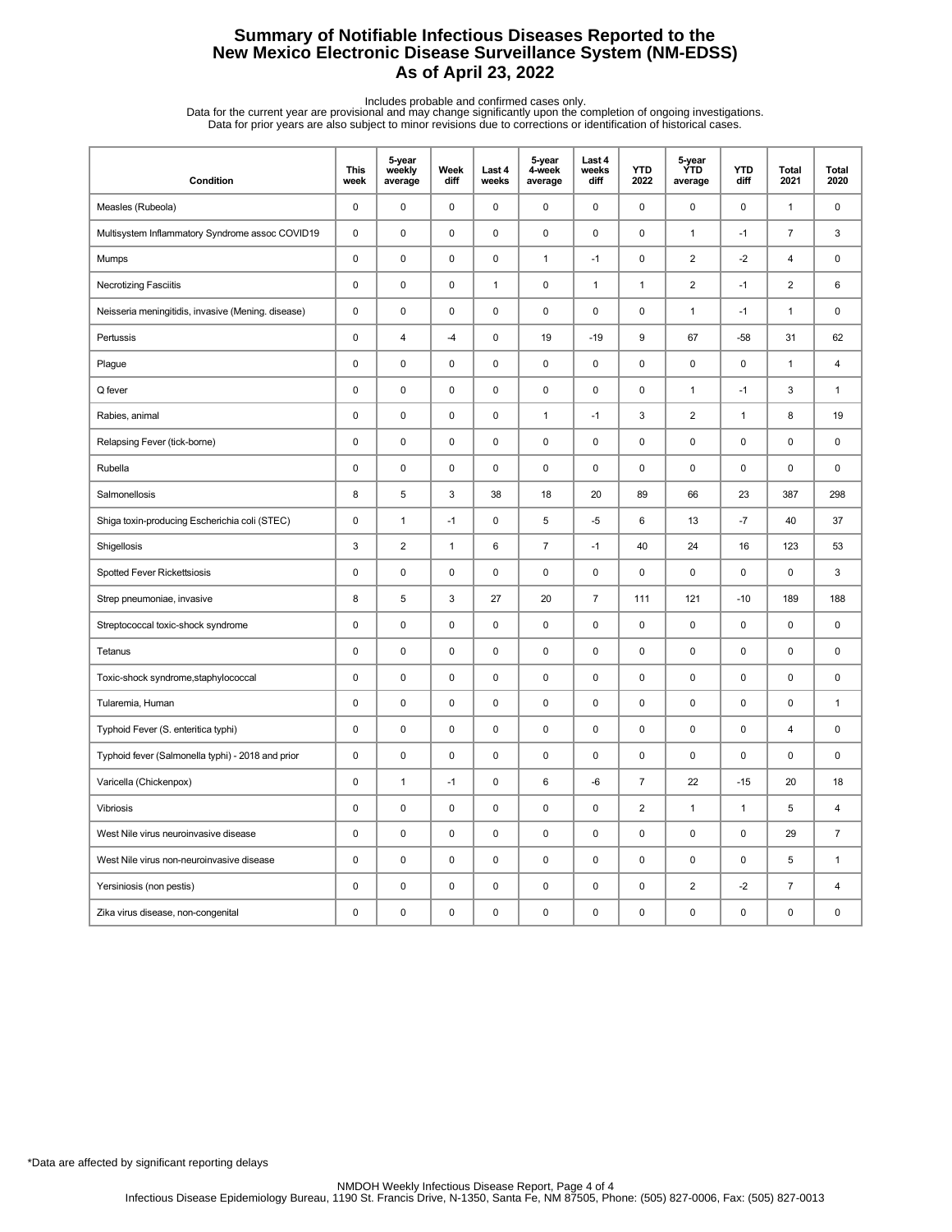# Summary of Notifiable Infectious Diseases Reported to the New Mexico Electronic Disease Surveillance System (NM-EDSS) As of April 23, 2022

Includes probable and confirmed cases only.
Data for the current year are provisional and may change significantly upon the completion of ongoing investigations.
Data for prior years are also subject to minor revisions due to corrections or identification of historical cases.

| Condition | This week | 5-year weekly average | Week diff | Last 4 weeks | 5-year 4-week average | Last 4 weeks diff | YTD 2022 | 5-year YTD average | YTD diff | Total 2021 | Total 2020 |
|---|---|---|---|---|---|---|---|---|---|---|---|
| Measles (Rubeola) | 0 | 0 | 0 | 0 | 0 | 0 | 0 | 0 | 0 | 1 | 0 |
| Multisystem Inflammatory Syndrome assoc COVID19 | 0 | 0 | 0 | 0 | 0 | 0 | 0 | 1 | -1 | 7 | 3 |
| Mumps | 0 | 0 | 0 | 0 | 1 | -1 | 0 | 2 | -2 | 4 | 0 |
| Necrotizing Fasciitis | 0 | 0 | 0 | 1 | 0 | 1 | 1 | 2 | -1 | 2 | 6 |
| Neisseria meningitidis, invasive (Mening. disease) | 0 | 0 | 0 | 0 | 0 | 0 | 0 | 1 | -1 | 1 | 0 |
| Pertussis | 0 | 4 | -4 | 0 | 19 | -19 | 9 | 67 | -58 | 31 | 62 |
| Plague | 0 | 0 | 0 | 0 | 0 | 0 | 0 | 0 | 0 | 1 | 4 |
| Q fever | 0 | 0 | 0 | 0 | 0 | 0 | 0 | 1 | -1 | 3 | 1 |
| Rabies, animal | 0 | 0 | 0 | 0 | 1 | -1 | 3 | 2 | 1 | 8 | 19 |
| Relapsing Fever (tick-borne) | 0 | 0 | 0 | 0 | 0 | 0 | 0 | 0 | 0 | 0 | 0 |
| Rubella | 0 | 0 | 0 | 0 | 0 | 0 | 0 | 0 | 0 | 0 | 0 |
| Salmonellosis | 8 | 5 | 3 | 38 | 18 | 20 | 89 | 66 | 23 | 387 | 298 |
| Shiga toxin-producing Escherichia coli (STEC) | 0 | 1 | -1 | 0 | 5 | -5 | 6 | 13 | -7 | 40 | 37 |
| Shigellosis | 3 | 2 | 1 | 6 | 7 | -1 | 40 | 24 | 16 | 123 | 53 |
| Spotted Fever Rickettsiosis | 0 | 0 | 0 | 0 | 0 | 0 | 0 | 0 | 0 | 0 | 3 |
| Strep pneumoniae, invasive | 8 | 5 | 3 | 27 | 20 | 7 | 111 | 121 | -10 | 189 | 188 |
| Streptococcal toxic-shock syndrome | 0 | 0 | 0 | 0 | 0 | 0 | 0 | 0 | 0 | 0 | 0 |
| Tetanus | 0 | 0 | 0 | 0 | 0 | 0 | 0 | 0 | 0 | 0 | 0 |
| Toxic-shock syndrome,staphylococcal | 0 | 0 | 0 | 0 | 0 | 0 | 0 | 0 | 0 | 0 | 0 |
| Tularemia, Human | 0 | 0 | 0 | 0 | 0 | 0 | 0 | 0 | 0 | 0 | 1 |
| Typhoid Fever (S. enteritica typhi) | 0 | 0 | 0 | 0 | 0 | 0 | 0 | 0 | 0 | 4 | 0 |
| Typhoid fever (Salmonella typhi) - 2018 and prior | 0 | 0 | 0 | 0 | 0 | 0 | 0 | 0 | 0 | 0 | 0 |
| Varicella (Chickenpox) | 0 | 1 | -1 | 0 | 6 | -6 | 7 | 22 | -15 | 20 | 18 |
| Vibriosis | 0 | 0 | 0 | 0 | 0 | 0 | 2 | 1 | 1 | 5 | 4 |
| West Nile virus neuroinvasive disease | 0 | 0 | 0 | 0 | 0 | 0 | 0 | 0 | 0 | 29 | 7 |
| West Nile virus non-neuroinvasive disease | 0 | 0 | 0 | 0 | 0 | 0 | 0 | 0 | 0 | 5 | 1 |
| Yersiniosis (non pestis) | 0 | 0 | 0 | 0 | 0 | 0 | 0 | 2 | -2 | 7 | 4 |
| Zika virus disease, non-congenital | 0 | 0 | 0 | 0 | 0 | 0 | 0 | 0 | 0 | 0 | 0 |

*Data are affected by significant reporting delays

NMDOH Weekly Infectious Disease Report, Page 4 of 4
Infectious Disease Epidemiology Bureau, 1190 St. Francis Drive, N-1350, Santa Fe, NM 87505, Phone: (505) 827-0006, Fax: (505) 827-0013